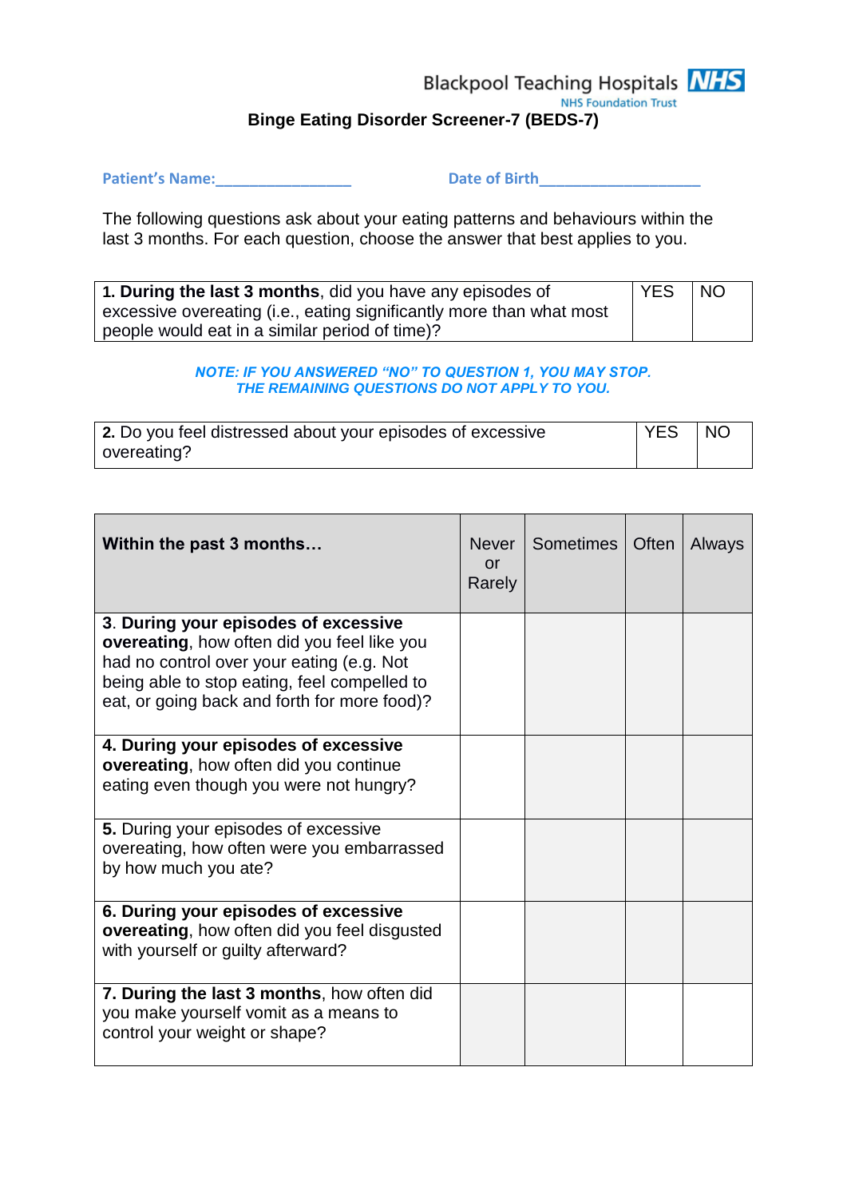Blackpool Teaching Hospitals NHS
NHS Foundation Trust

# Binge Eating Disorder Screener-7 (BEDS-7)

**Patient's Name:**_________________ **Date of Birth**____________________

The following questions ask about your eating patterns and behaviours within the last 3 months. For each question, choose the answer that best applies to you.

| | | |
|---|---|---|
| **1. During the last 3 months**, did you have any episodes of excessive overeating (i.e., eating significantly more than what most people would eat in a similar period of time)? | YES | NO |

***NOTE: IF YOU ANSWERED "NO" TO QUESTION 1, YOU MAY STOP. THE REMAINING QUESTIONS DO NOT APPLY TO YOU.***

| | | |
|---|---|---|
| **2.** Do you feel distressed about your episodes of excessive overeating? | YES | NO |

| **Within the past 3 months…** | Never or Rarely | Sometimes | Often | Always |
|---|---|---|---|---|
| 3. **During your episodes of excessive overeating**, how often did you feel like you had no control over your eating (e.g. Not being able to stop eating, feel compelled to eat, or going back and forth for more food)? | | | | |
| **4. During your episodes of excessive overeating**, how often did you continue eating even though you were not hungry? | | | | |
| **5.** During your episodes of excessive overeating, how often were you embarrassed by how much you ate? | | | | |
| **6. During your episodes of excessive overeating**, how often did you feel disgusted with yourself or guilty afterward? | | | | |
| **7. During the last 3 months**, how often did you make yourself vomit as a means to control your weight or shape? | | | | |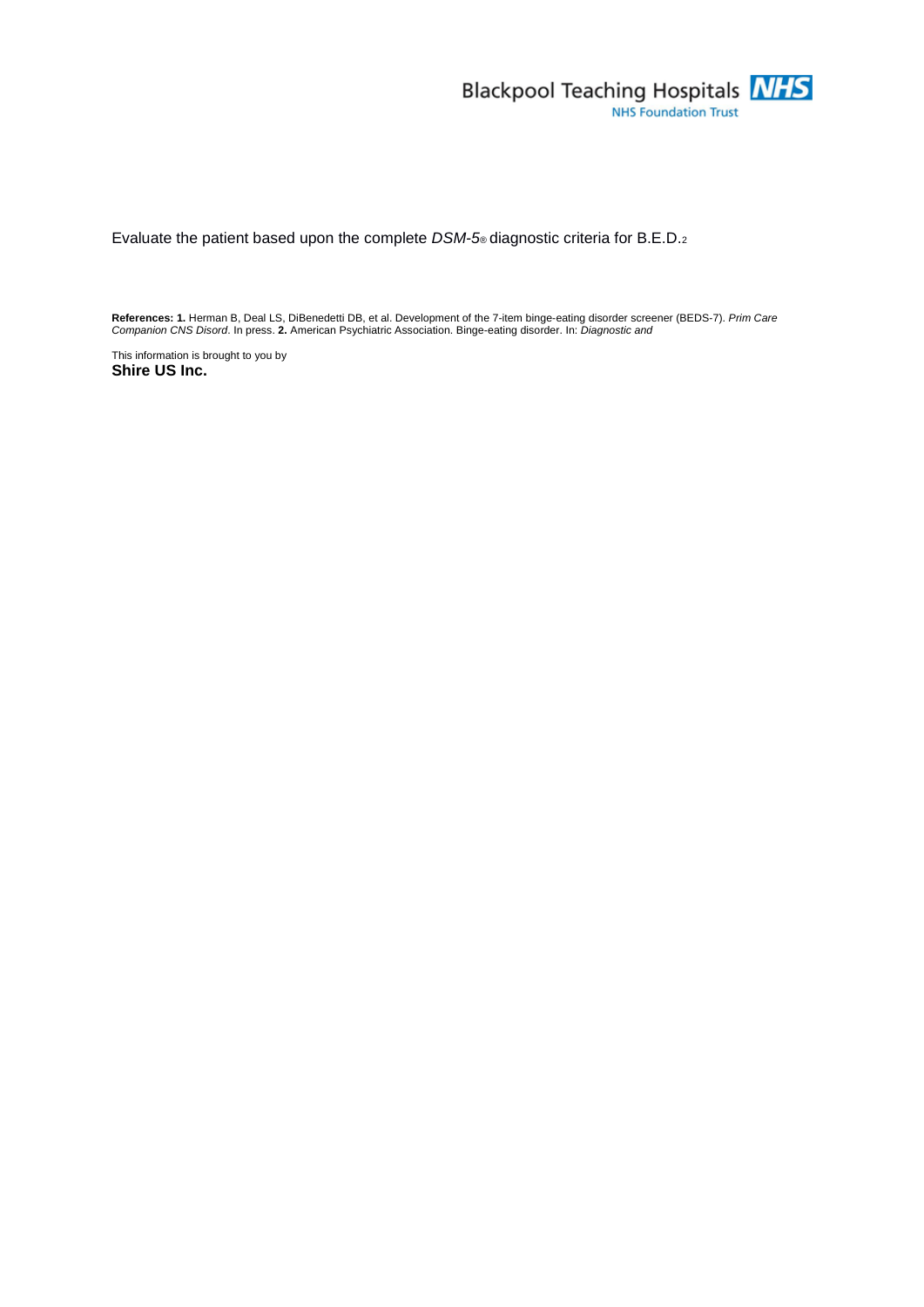Evaluate the patient based upon the complete *DSM-5*® diagnostic criteria for B.E.D.[2]

**References: 1.** Herman B, Deal LS, DiBenedetti DB, et al. Development of the 7-item binge-eating disorder screener (BEDS-7). *Prim Care Companion CNS Disord*. In press. **2.** American Psychiatric Association. Binge-eating disorder. In: *Diagnostic and*

This information is brought to you by
**Shire US Inc.**